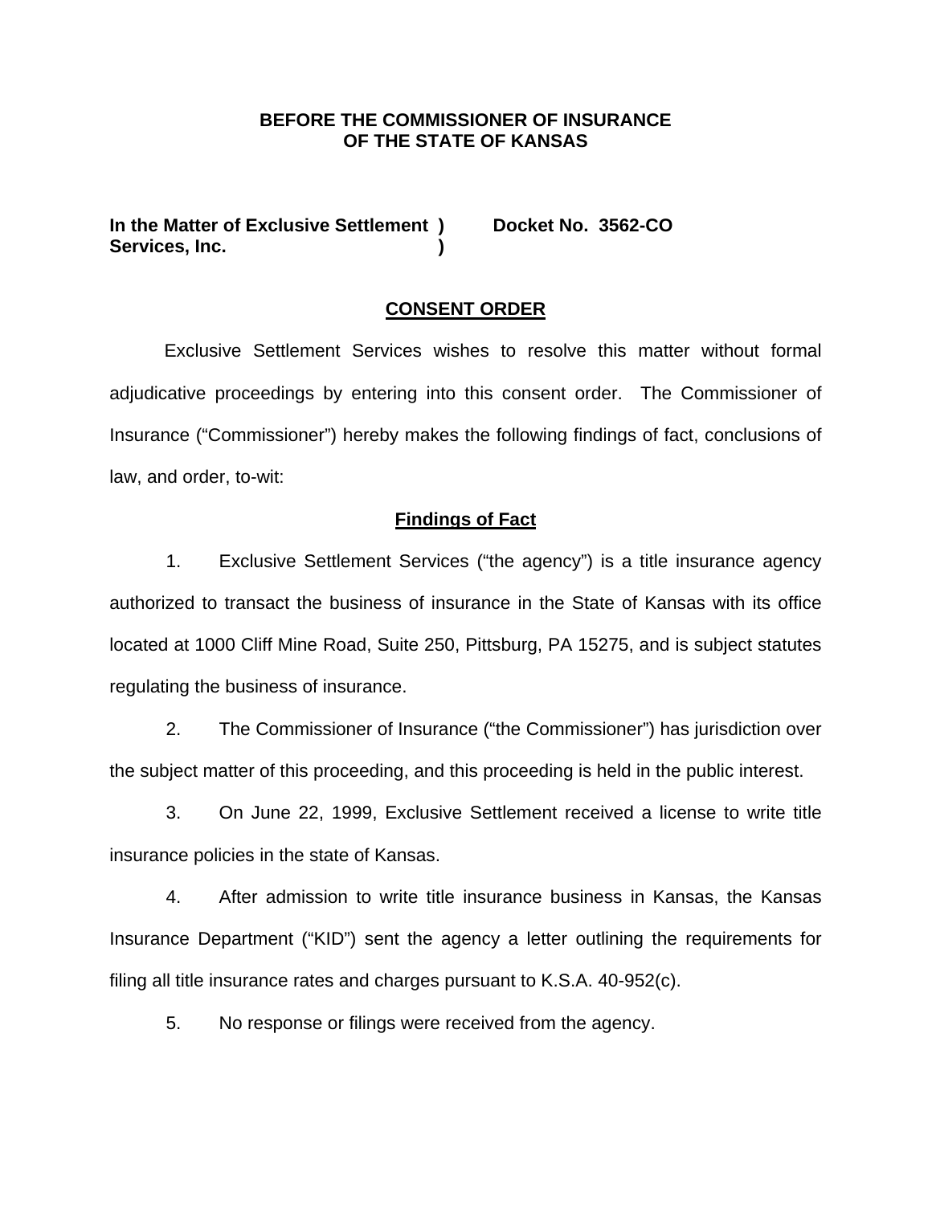**BEFORE THE COMMISSIONER OF INSURANCE**
**OF THE STATE OF KANSAS**

**In the Matter of Exclusive Settlement )    Docket No. 3562-CO**
**Services, Inc. )**

## CONSENT ORDER

Exclusive Settlement Services wishes to resolve this matter without formal adjudicative proceedings by entering into this consent order. The Commissioner of Insurance ("Commissioner") hereby makes the following findings of fact, conclusions of law, and order, to-wit:

### Findings of Fact

1. Exclusive Settlement Services ("the agency") is a title insurance agency authorized to transact the business of insurance in the State of Kansas with its office located at 1000 Cliff Mine Road, Suite 250, Pittsburg, PA 15275, and is subject statutes regulating the business of insurance.

2. The Commissioner of Insurance ("the Commissioner") has jurisdiction over the subject matter of this proceeding, and this proceeding is held in the public interest.

3. On June 22, 1999, Exclusive Settlement received a license to write title insurance policies in the state of Kansas.

4. After admission to write title insurance business in Kansas, the Kansas Insurance Department ("KID") sent the agency a letter outlining the requirements for filing all title insurance rates and charges pursuant to K.S.A. 40-952(c).

5. No response or filings were received from the agency.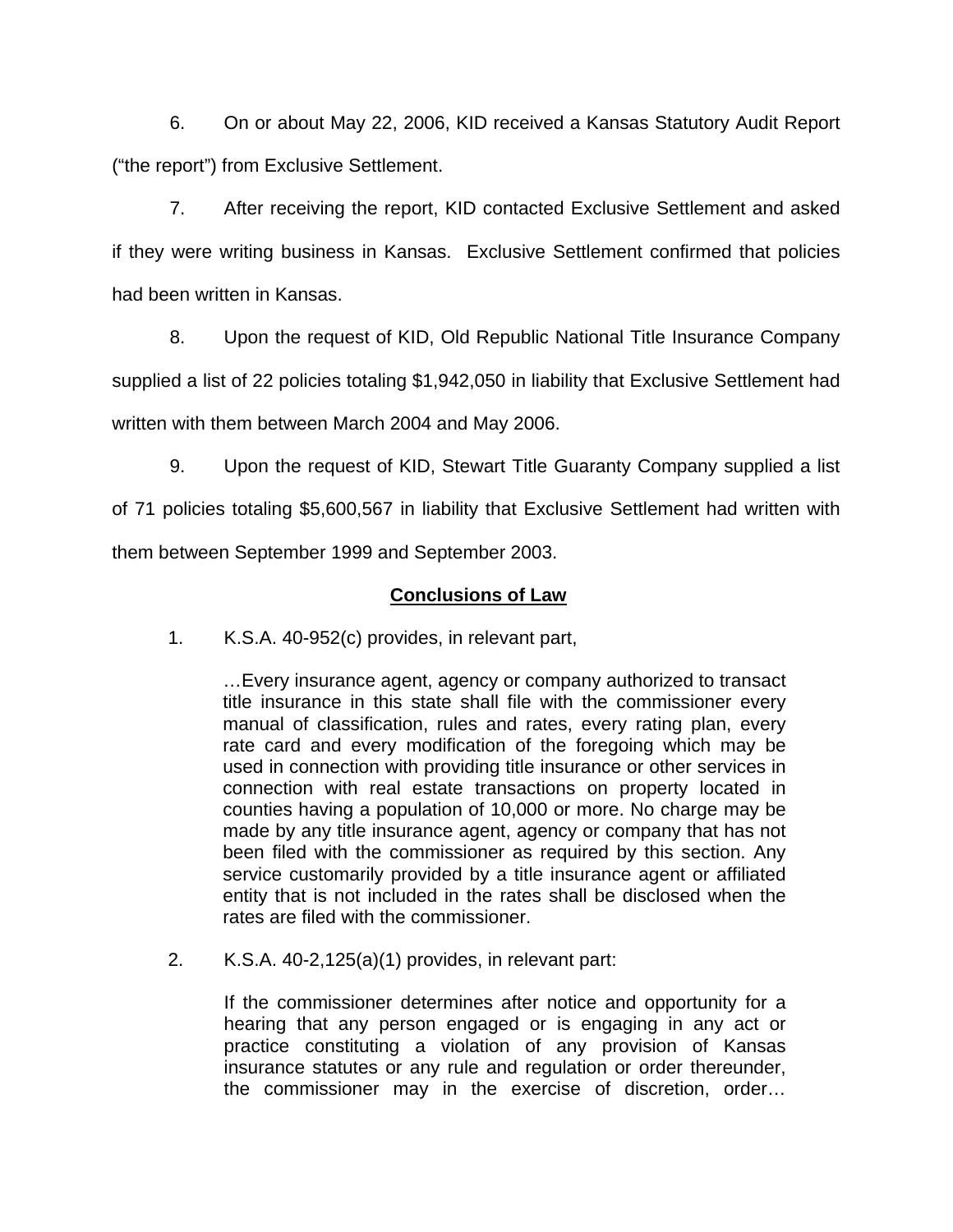6. On or about May 22, 2006, KID received a Kansas Statutory Audit Report ("the report") from Exclusive Settlement.

7. After receiving the report, KID contacted Exclusive Settlement and asked if they were writing business in Kansas. Exclusive Settlement confirmed that policies had been written in Kansas.

8. Upon the request of KID, Old Republic National Title Insurance Company supplied a list of 22 policies totaling $1,942,050 in liability that Exclusive Settlement had written with them between March 2004 and May 2006.

9. Upon the request of KID, Stewart Title Guaranty Company supplied a list of 71 policies totaling $5,600,567 in liability that Exclusive Settlement had written with them between September 1999 and September 2003.

## Conclusions of Law

1. K.S.A. 40-952(c) provides, in relevant part,

> …Every insurance agent, agency or company authorized to transact title insurance in this state shall file with the commissioner every manual of classification, rules and rates, every rating plan, every rate card and every modification of the foregoing which may be used in connection with providing title insurance or other services in connection with real estate transactions on property located in counties having a population of 10,000 or more. No charge may be made by any title insurance agent, agency or company that has not been filed with the commissioner as required by this section. Any service customarily provided by a title insurance agent or affiliated entity that is not included in the rates shall be disclosed when the rates are filed with the commissioner.

2. K.S.A. 40-2,125(a)(1) provides, in relevant part:

> If the commissioner determines after notice and opportunity for a hearing that any person engaged or is engaging in any act or practice constituting a violation of any provision of Kansas insurance statutes or any rule and regulation or order thereunder, the commissioner may in the exercise of discretion, order…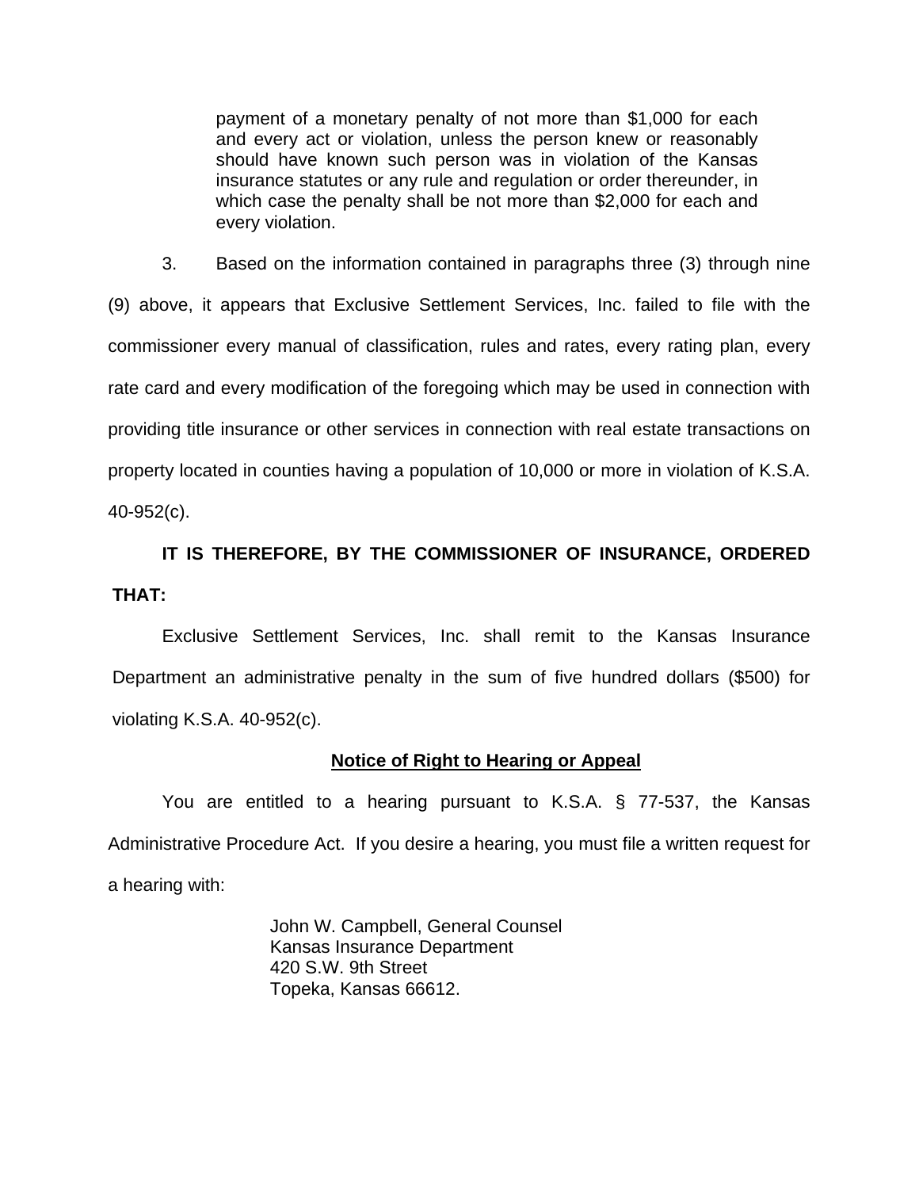> payment of a monetary penalty of not more than $1,000 for each and every act or violation, unless the person knew or reasonably should have known such person was in violation of the Kansas insurance statutes or any rule and regulation or order thereunder, in which case the penalty shall be not more than $2,000 for each and every violation.

3. Based on the information contained in paragraphs three (3) through nine (9) above, it appears that Exclusive Settlement Services, Inc. failed to file with the commissioner every manual of classification, rules and rates, every rating plan, every rate card and every modification of the foregoing which may be used in connection with providing title insurance or other services in connection with real estate transactions on property located in counties having a population of 10,000 or more in violation of K.S.A. 40-952(c).

**IT IS THEREFORE, BY THE COMMISSIONER OF INSURANCE, ORDERED THAT:**

Exclusive Settlement Services, Inc. shall remit to the Kansas Insurance Department an administrative penalty in the sum of five hundred dollars ($500) for violating K.S.A. 40-952(c).

**Notice of Right to Hearing or Appeal**

You are entitled to a hearing pursuant to K.S.A. § 77-537, the Kansas Administrative Procedure Act. If you desire a hearing, you must file a written request for a hearing with:

John W. Campbell, General Counsel
Kansas Insurance Department
420 S.W. 9th Street
Topeka, Kansas 66612.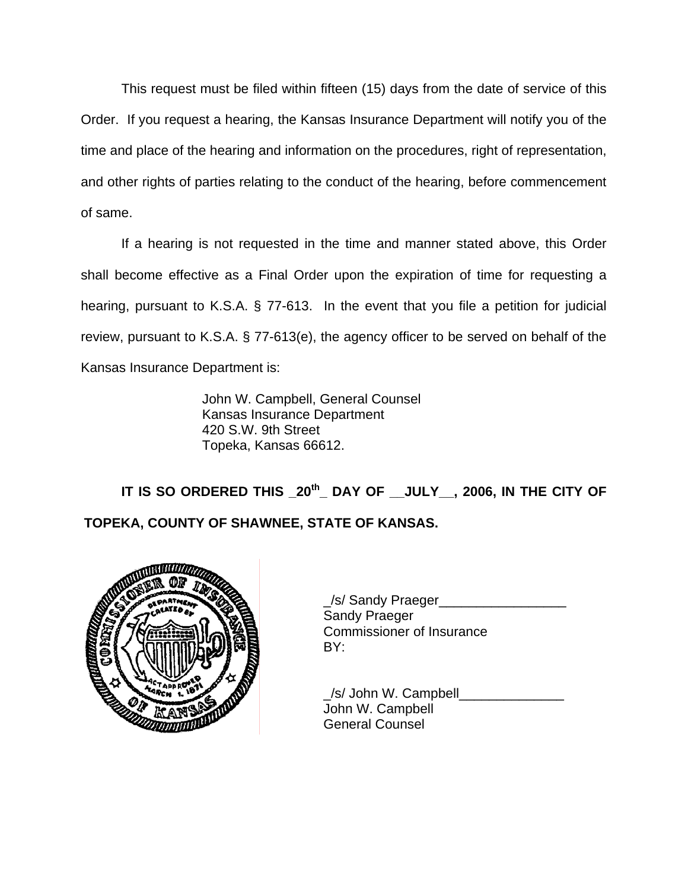This request must be filed within fifteen (15) days from the date of service of this Order. If you request a hearing, the Kansas Insurance Department will notify you of the time and place of the hearing and information on the procedures, right of representation, and other rights of parties relating to the conduct of the hearing, before commencement of same.

If a hearing is not requested in the time and manner stated above, this Order shall become effective as a Final Order upon the expiration of time for requesting a hearing, pursuant to K.S.A. § 77-613. In the event that you file a petition for judicial review, pursuant to K.S.A. § 77-613(e), the agency officer to be served on behalf of the Kansas Insurance Department is:

John W. Campbell, General Counsel
Kansas Insurance Department
420 S.W. 9th Street
Topeka, Kansas 66612.

**IT IS SO ORDERED THIS _20th_ DAY OF __JULY__, 2006, IN THE CITY OF TOPEKA, COUNTY OF SHAWNEE, STATE OF KANSAS.**

_/s/ Sandy Praeger_________________
Sandy Praeger
Commissioner of Insurance
BY:

_/s/ John W. Campbell______________
John W. Campbell
General Counsel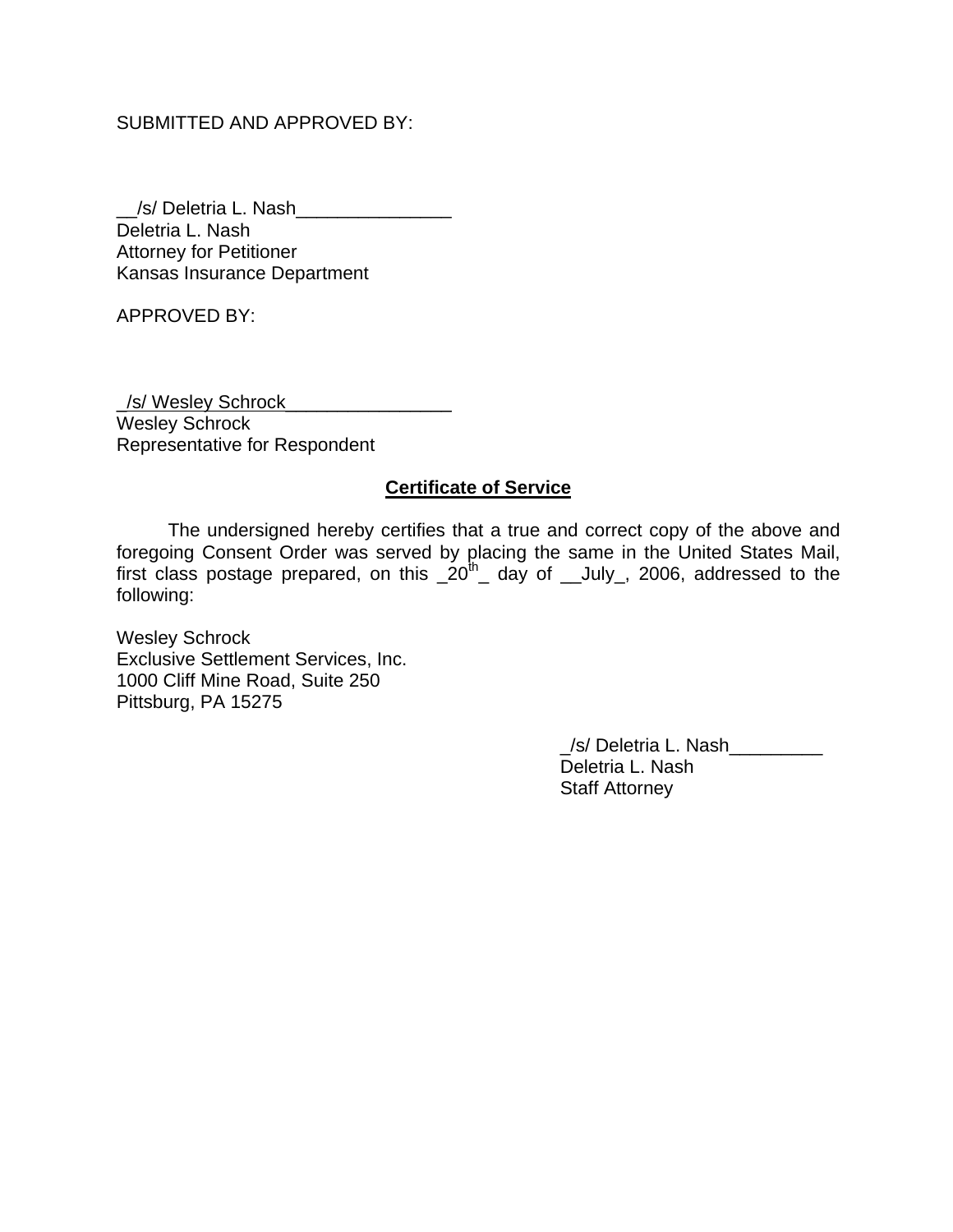SUBMITTED AND APPROVED BY:

__/s/ Deletria L. Nash_______________
Deletria L. Nash
Attorney for Petitioner
Kansas Insurance Department

APPROVED BY:

_/s/ Wesley Schrock________________
Wesley Schrock
Representative for Respondent

## **Certificate of Service**

The undersigned hereby certifies that a true and correct copy of the above and foregoing Consent Order was served by placing the same in the United States Mail, first class postage prepared, on this _20th_ day of __July_, 2006, addressed to the following:

Wesley Schrock
Exclusive Settlement Services, Inc.
1000 Cliff Mine Road, Suite 250
Pittsburg, PA 15275

_/s/ Deletria L. Nash_________
Deletria L. Nash
Staff Attorney